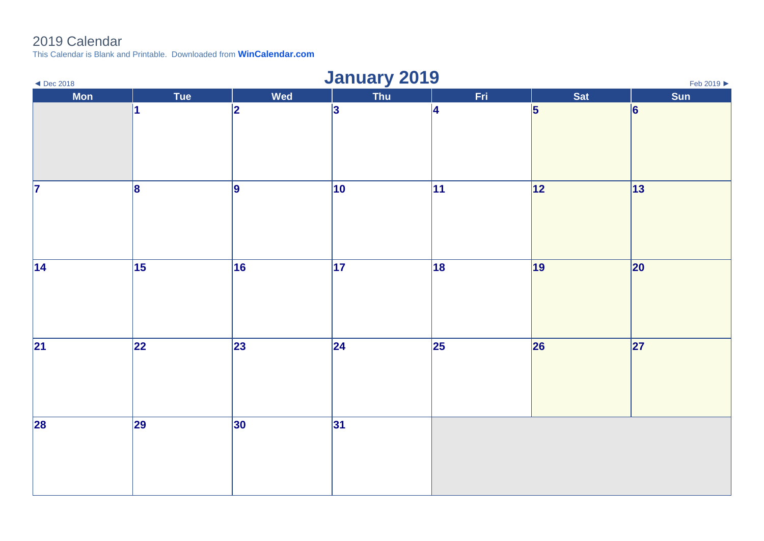# 2019 Calendar

This Calendar is Blank and Printable. Downloaded from **WinCalendar.com**

◄ Dec 2018

## January 2019

Feb 2019 ►

| Mon | Tue | Wed | Thu | Fri | Sat | Sun |
|---|---|---|---|---|---|---|
| | **1** | **2** | **3** | **4** | **5** | **6** |
| **7** | **8** | **9** | **10** | **11** | **12** | **13** |
| **14** | **15** | **16** | **17** | **18** | **19** | **20** |
| **21** | **22** | **23** | **24** | **25** | **26** | **27** |
| **28** | **29** | **30** | **31** | | | |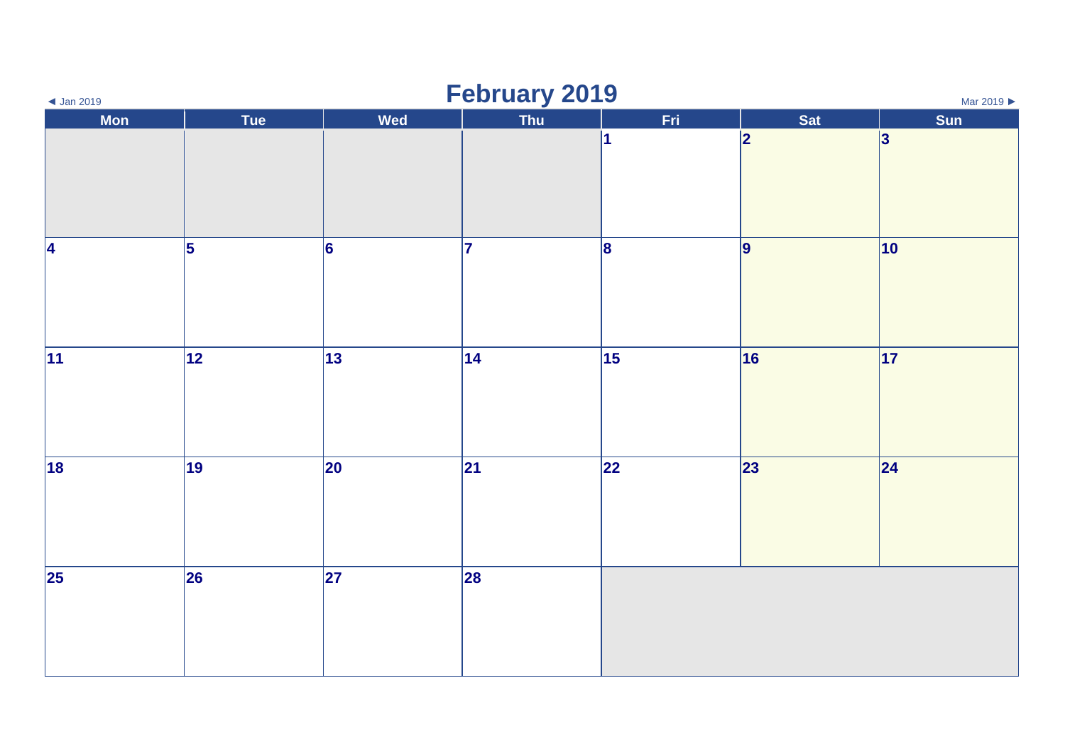◄ Jan 2019

# February 2019

Mar 2019 ►

| Mon | Tue | Wed | Thu | Fri | Sat | Sun |
| --- | --- | --- | --- | --- | --- | --- |
| | | | | 1 | 2 | 3 |
| 4 | 5 | 6 | 7 | 8 | 9 | 10 |
| 11 | 12 | 13 | 14 | 15 | 16 | 17 |
| 18 | 19 | 20 | 21 | 22 | 23 | 24 |
| 25 | 26 | 27 | 28 | | | |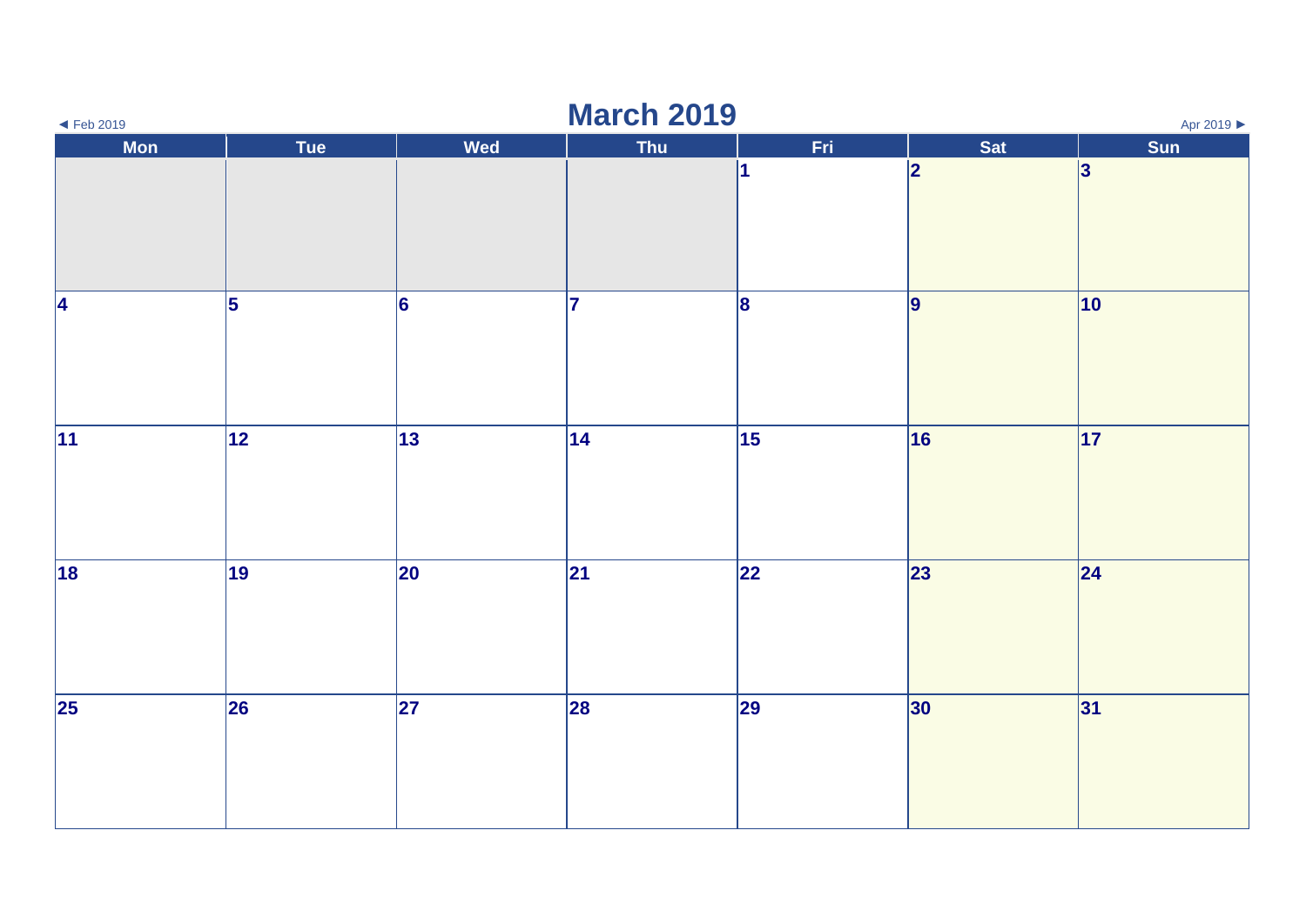◄ Feb 2019

# March 2019

Apr 2019 ►

| Mon | Tue | Wed | Thu | Fri | Sat | Sun |
|---|---|---|---|---|---|---|
| | | | | 1 | 2 | 3 |
| 4 | 5 | 6 | 7 | 8 | 9 | 10 |
| 11 | 12 | 13 | 14 | 15 | 16 | 17 |
| 18 | 19 | 20 | 21 | 22 | 23 | 24 |
| 25 | 26 | 27 | 28 | 29 | 30 | 31 |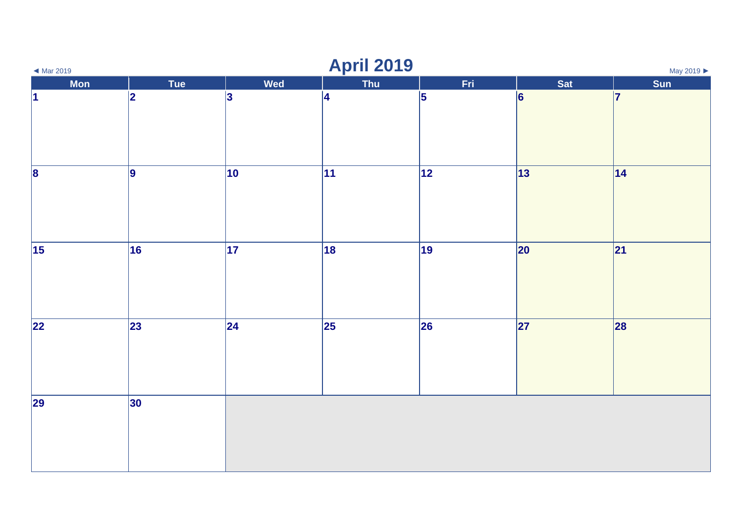◄ Mar 2019

# April 2019

May 2019 ►

| Mon | Tue | Wed | Thu | Fri | Sat | Sun |
|---|---|---|---|---|---|---|
| 1 | 2 | 3 | 4 | 5 | 6 | 7 |
| 8 | 9 | 10 | 11 | 12 | 13 | 14 |
| 15 | 16 | 17 | 18 | 19 | 20 | 21 |
| 22 | 23 | 24 | 25 | 26 | 27 | 28 |
| 29 | 30 | | | | | |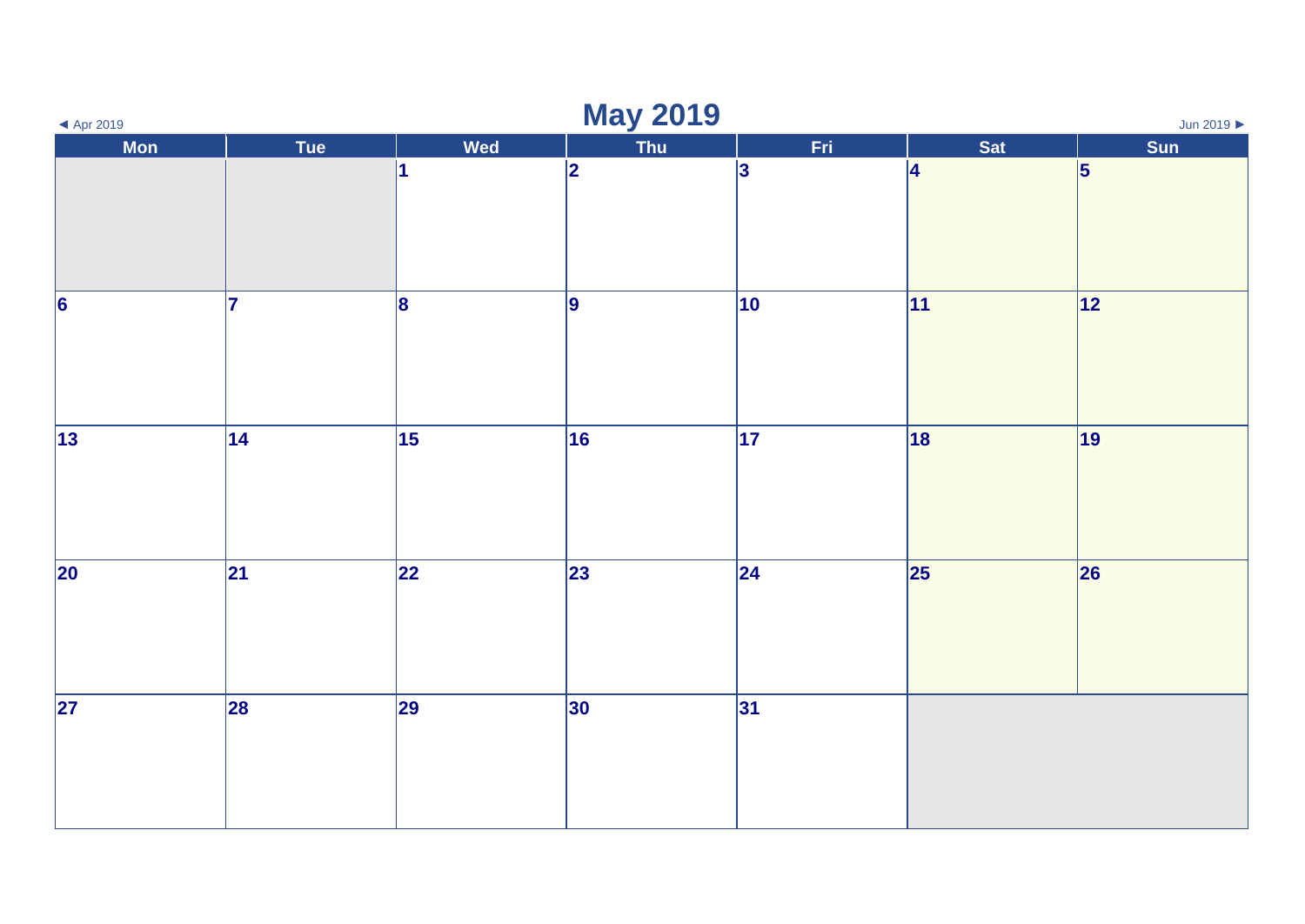◄ Apr 2019

# May 2019

Jun 2019 ►

| Mon | Tue | Wed | Thu | Fri | Sat | Sun |
| --- | --- | --- | --- | --- | --- | --- |
| | | 1 | 2 | 3 | 4 | 5 |
| 6 | 7 | 8 | 9 | 10 | 11 | 12 |
| 13 | 14 | 15 | 16 | 17 | 18 | 19 |
| 20 | 21 | 22 | 23 | 24 | 25 | 26 |
| 27 | 28 | 29 | 30 | 31 | | |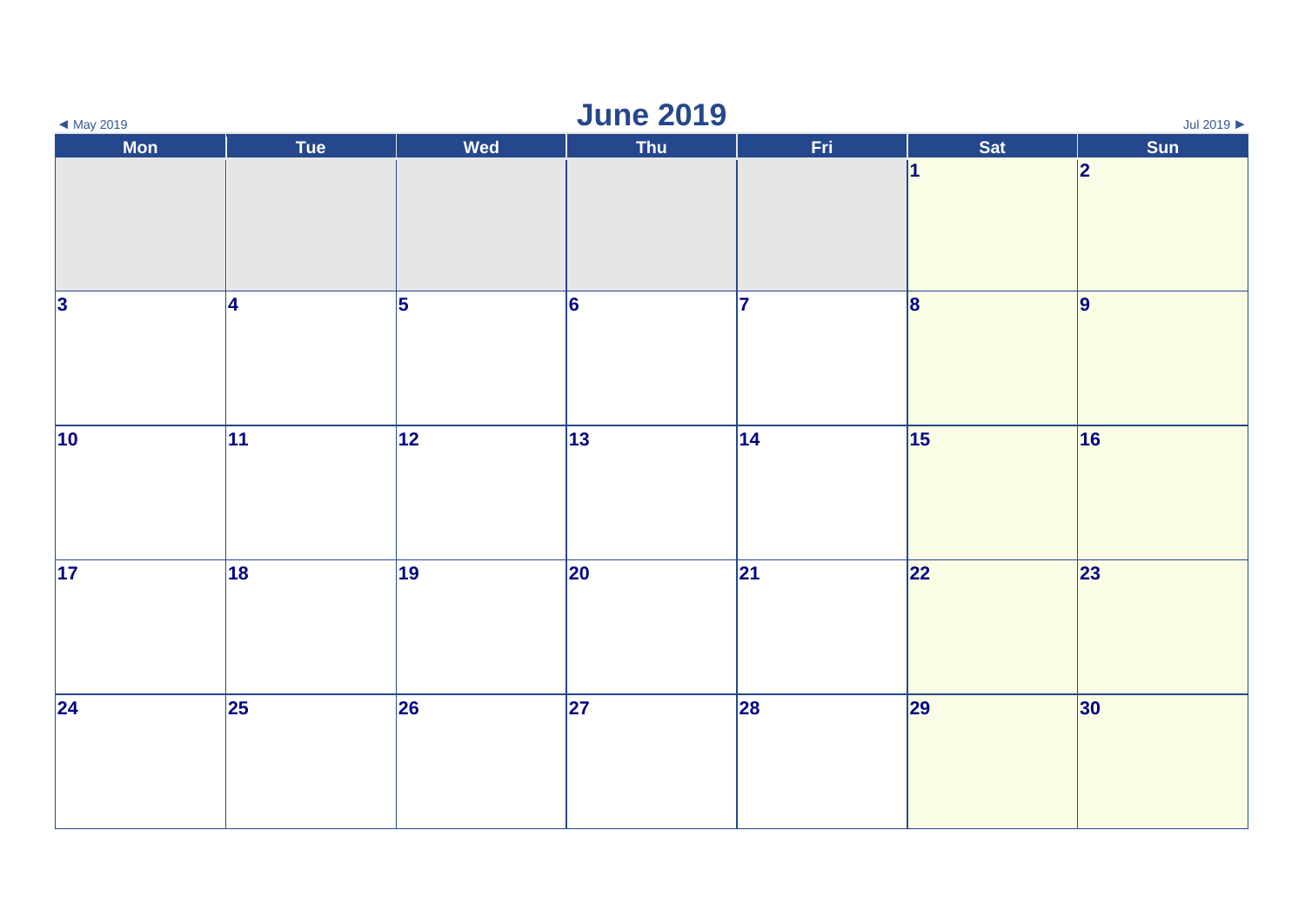◄ May 2019

# June 2019

Jul 2019 ►

| Mon | Tue | Wed | Thu | Fri | Sat | Sun |
|---|---|---|---|---|---|---|
| | | | | | 1 | 2 |
| 3 | 4 | 5 | 6 | 7 | 8 | 9 |
| 10 | 11 | 12 | 13 | 14 | 15 | 16 |
| 17 | 18 | 19 | 20 | 21 | 22 | 23 |
| 24 | 25 | 26 | 27 | 28 | 29 | 30 |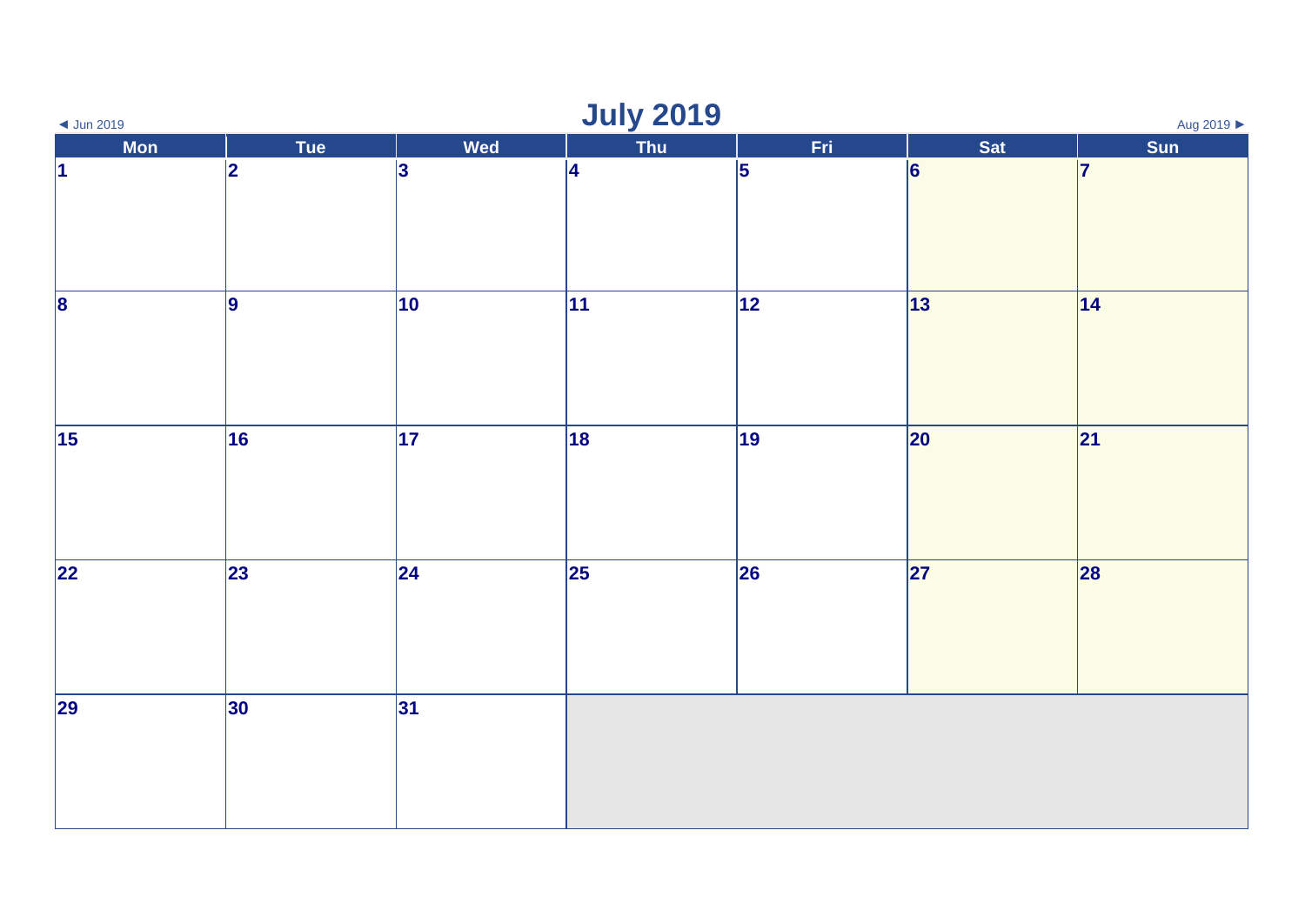◄ Jun 2019

# July 2019

Aug 2019 ►

| Mon | Tue | Wed | Thu | Fri | Sat | Sun |
|---|---|---|---|---|---|---|
| 1 | 2 | 3 | 4 | 5 | 6 | 7 |
| 8 | 9 | 10 | 11 | 12 | 13 | 14 |
| 15 | 16 | 17 | 18 | 19 | 20 | 21 |
| 22 | 23 | 24 | 25 | 26 | 27 | 28 |
| 29 | 30 | 31 | | | | |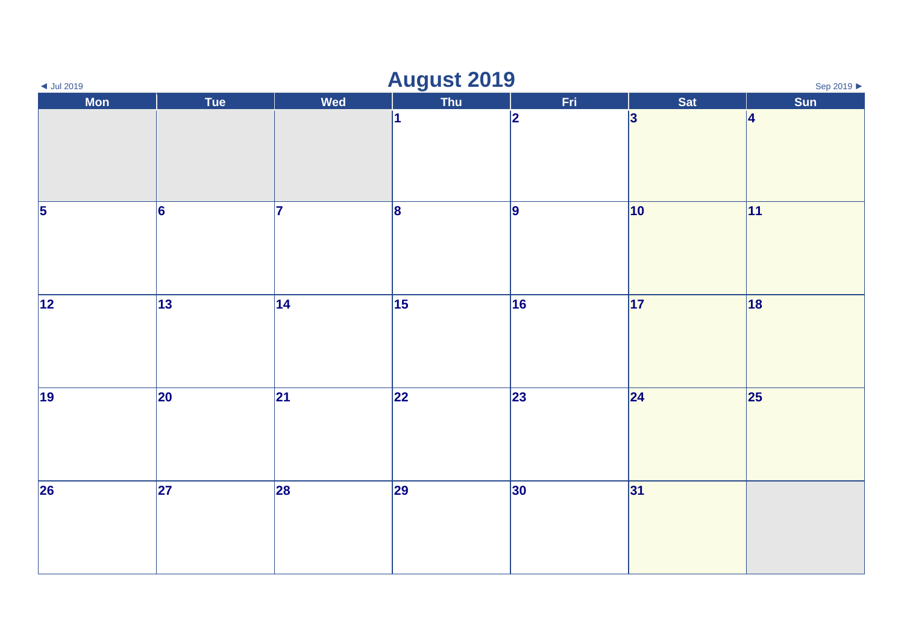◄ Jul 2019

# August 2019

Sep 2019 ►

| Mon | Tue | Wed | Thu | Fri | Sat | Sun |
|---|---|---|---|---|---|---|
| | | | 1 | 2 | 3 | 4 |
| 5 | 6 | 7 | 8 | 9 | 10 | 11 |
| 12 | 13 | 14 | 15 | 16 | 17 | 18 |
| 19 | 20 | 21 | 22 | 23 | 24 | 25 |
| 26 | 27 | 28 | 29 | 30 | 31 | |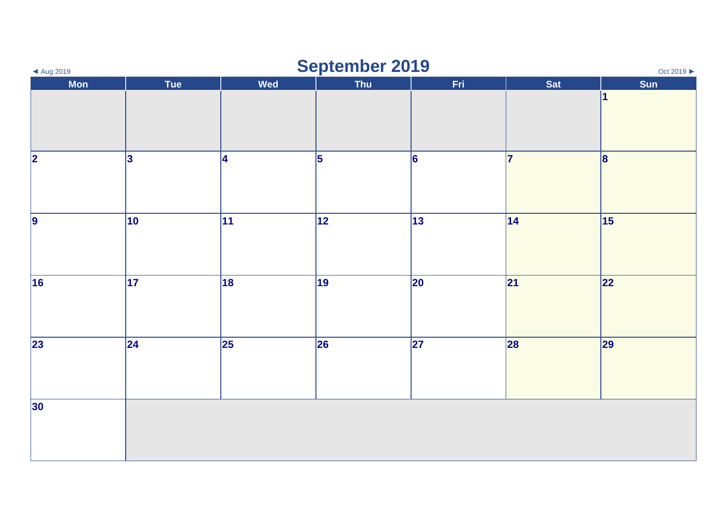◄ Aug 2019

# September 2019

Oct 2019 ►

| Mon | Tue | Wed | Thu | Fri | Sat | Sun |
|---|---|---|---|---|---|---|
| | | | | | | 1 |
| 2 | 3 | 4 | 5 | 6 | 7 | 8 |
| 9 | 10 | 11 | 12 | 13 | 14 | 15 |
| 16 | 17 | 18 | 19 | 20 | 21 | 22 |
| 23 | 24 | 25 | 26 | 27 | 28 | 29 |
| 30 | | | | | | |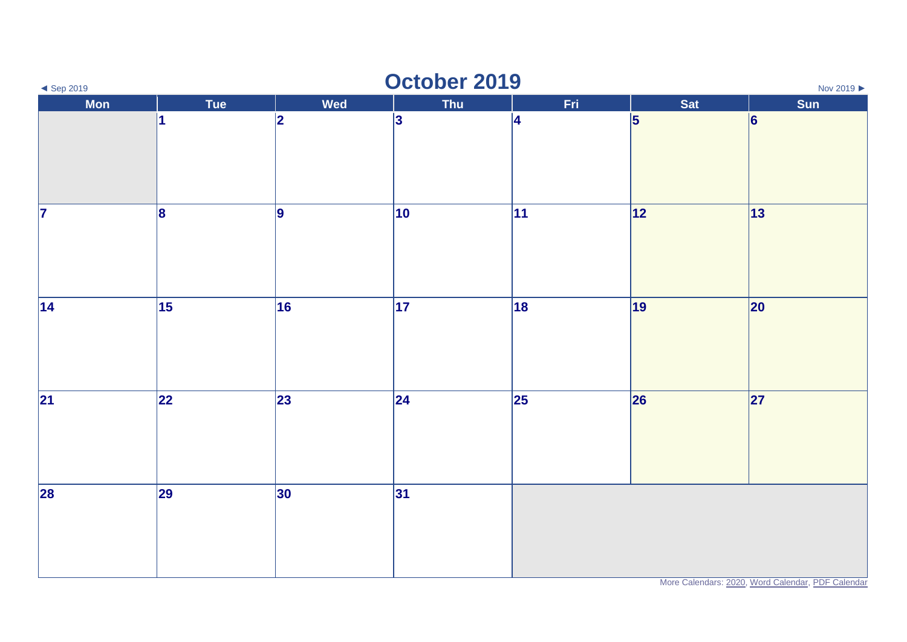◄ Sep 2019

# October 2019

Nov 2019 ►

| Mon | Tue | Wed | Thu | Fri | Sat | Sun |
|---|---|---|---|---|---|---|
| | 1 | 2 | 3 | 4 | 5 | 6 |
| 7 | 8 | 9 | 10 | 11 | 12 | 13 |
| 14 | 15 | 16 | 17 | 18 | 19 | 20 |
| 21 | 22 | 23 | 24 | 25 | 26 | 27 |
| 28 | 29 | 30 | 31 | | | |

More Calendars: 2020, Word Calendar, PDF Calendar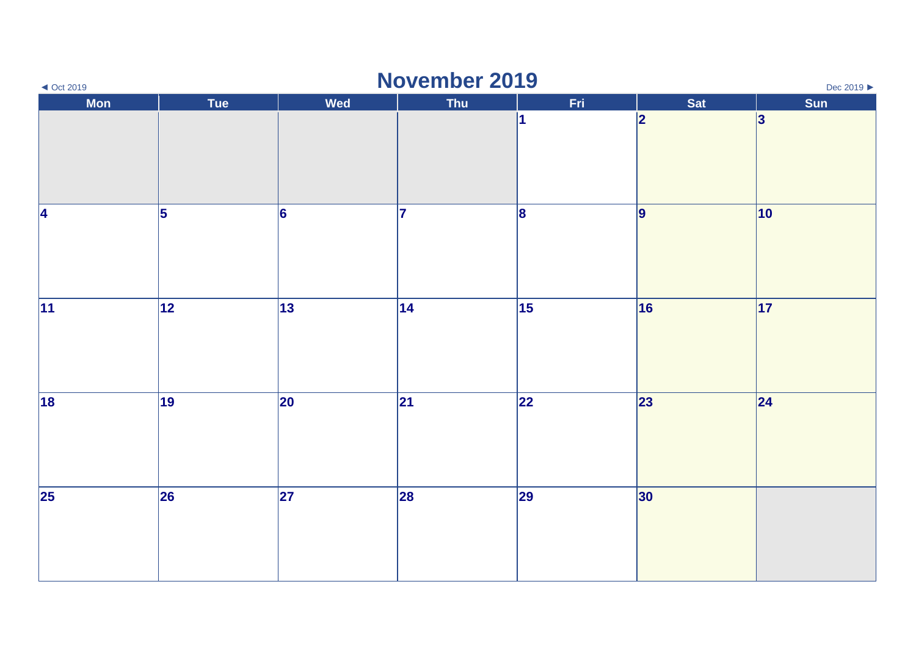◄ Oct 2019

# November 2019

Dec 2019 ►

| Mon | Tue | Wed | Thu | Fri | Sat | Sun |
|---|---|---|---|---|---|---|
| | | | | 1 | 2 | 3 |
| 4 | 5 | 6 | 7 | 8 | 9 | 10 |
| 11 | 12 | 13 | 14 | 15 | 16 | 17 |
| 18 | 19 | 20 | 21 | 22 | 23 | 24 |
| 25 | 26 | 27 | 28 | 29 | 30 | |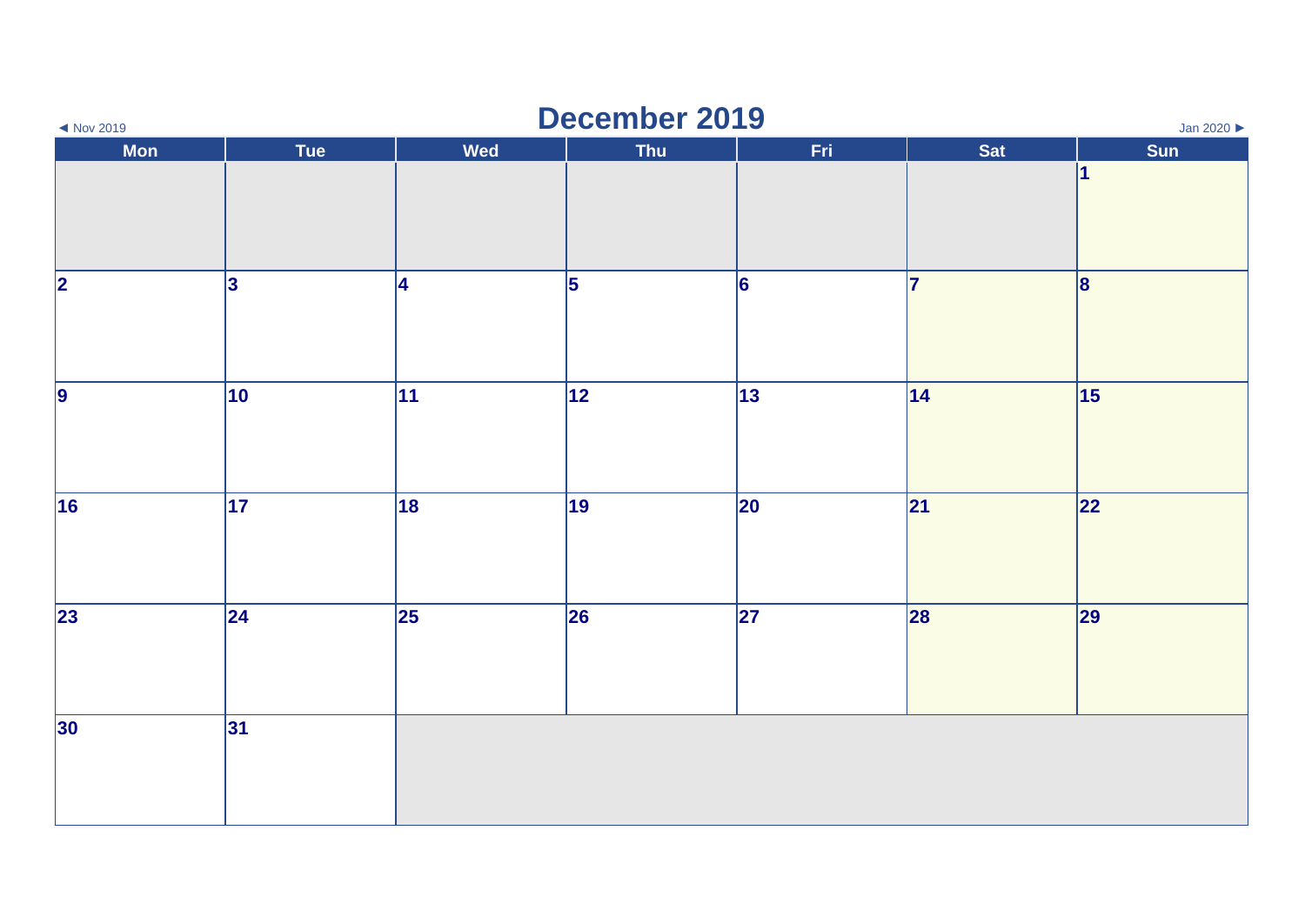◄ Nov 2019

# December 2019

Jan 2020 ►

| Mon | Tue | Wed | Thu | Fri | Sat | Sun |
|---|---|---|---|---|---|---|
| | | | | | | 1 |
| 2 | 3 | 4 | 5 | 6 | 7 | 8 |
| 9 | 10 | 11 | 12 | 13 | 14 | 15 |
| 16 | 17 | 18 | 19 | 20 | 21 | 22 |
| 23 | 24 | 25 | 26 | 27 | 28 | 29 |
| 30 | 31 | | | | | |